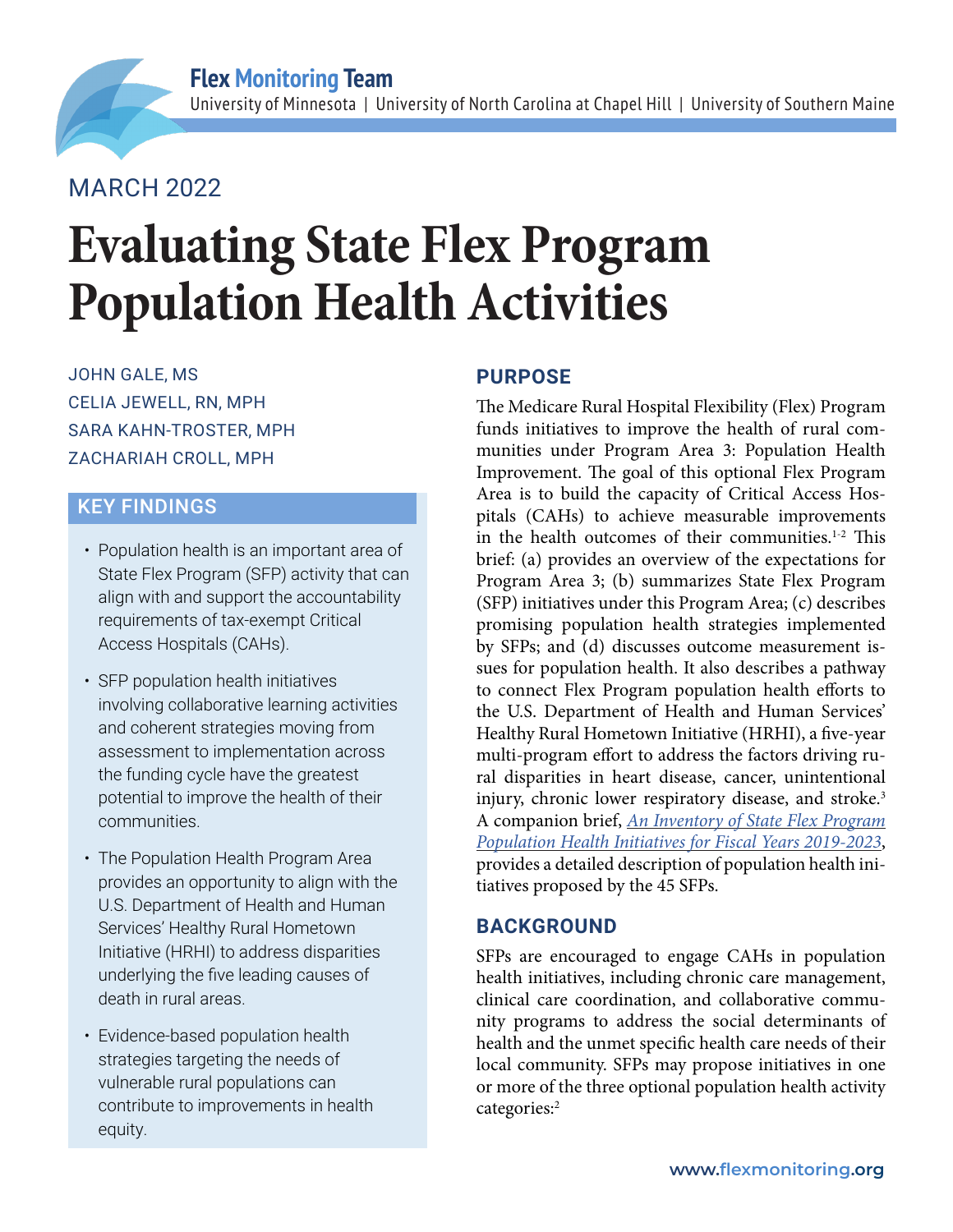Flex Monitoring Team

University of Minnesota | University of North Carolina at Chapel Hill | University of Southern Maine

MARCH 2022

# Evaluating State Flex Program Population Health Activities

JOHN GALE, MS
CELIA JEWELL, RN, MPH
SARA KAHN-TROSTER, MPH
ZACHARIAH CROLL, MPH

## KEY FINDINGS

- Population health is an important area of State Flex Program (SFP) activity that can align with and support the accountability requirements of tax-exempt Critical Access Hospitals (CAHs).
- SFP population health initiatives involving collaborative learning activities and coherent strategies moving from assessment to implementation across the funding cycle have the greatest potential to improve the health of their communities.
- The Population Health Program Area provides an opportunity to align with the U.S. Department of Health and Human Services' Healthy Rural Hometown Initiative (HRHI) to address disparities underlying the five leading causes of death in rural areas.
- Evidence-based population health strategies targeting the needs of vulnerable rural populations can contribute to improvements in health equity.

## PURPOSE

The Medicare Rural Hospital Flexibility (Flex) Program funds initiatives to improve the health of rural communities under Program Area 3: Population Health Improvement. The goal of this optional Flex Program Area is to build the capacity of Critical Access Hospitals (CAHs) to achieve measurable improvements in the health outcomes of their communities.[1-2] This brief: (a) provides an overview of the expectations for Program Area 3; (b) summarizes State Flex Program (SFP) initiatives under this Program Area; (c) describes promising population health strategies implemented by SFPs; and (d) discusses outcome measurement issues for population health. It also describes a pathway to connect Flex Program population health efforts to the U.S. Department of Health and Human Services' Healthy Rural Hometown Initiative (HRHI), a five-year multi-program effort to address the factors driving rural disparities in heart disease, cancer, unintentional injury, chronic lower respiratory disease, and stroke.[3] A companion brief, *An Inventory of State Flex Program Population Health Initiatives for Fiscal Years 2019-2023*, provides a detailed description of population health initiatives proposed by the 45 SFPs.

## BACKGROUND

SFPs are encouraged to engage CAHs in population health initiatives, including chronic care management, clinical care coordination, and collaborative community programs to address the social determinants of health and the unmet specific health care needs of their local community. SFPs may propose initiatives in one or more of the three optional population health activity categories:[2]

www.flexmonitoring.org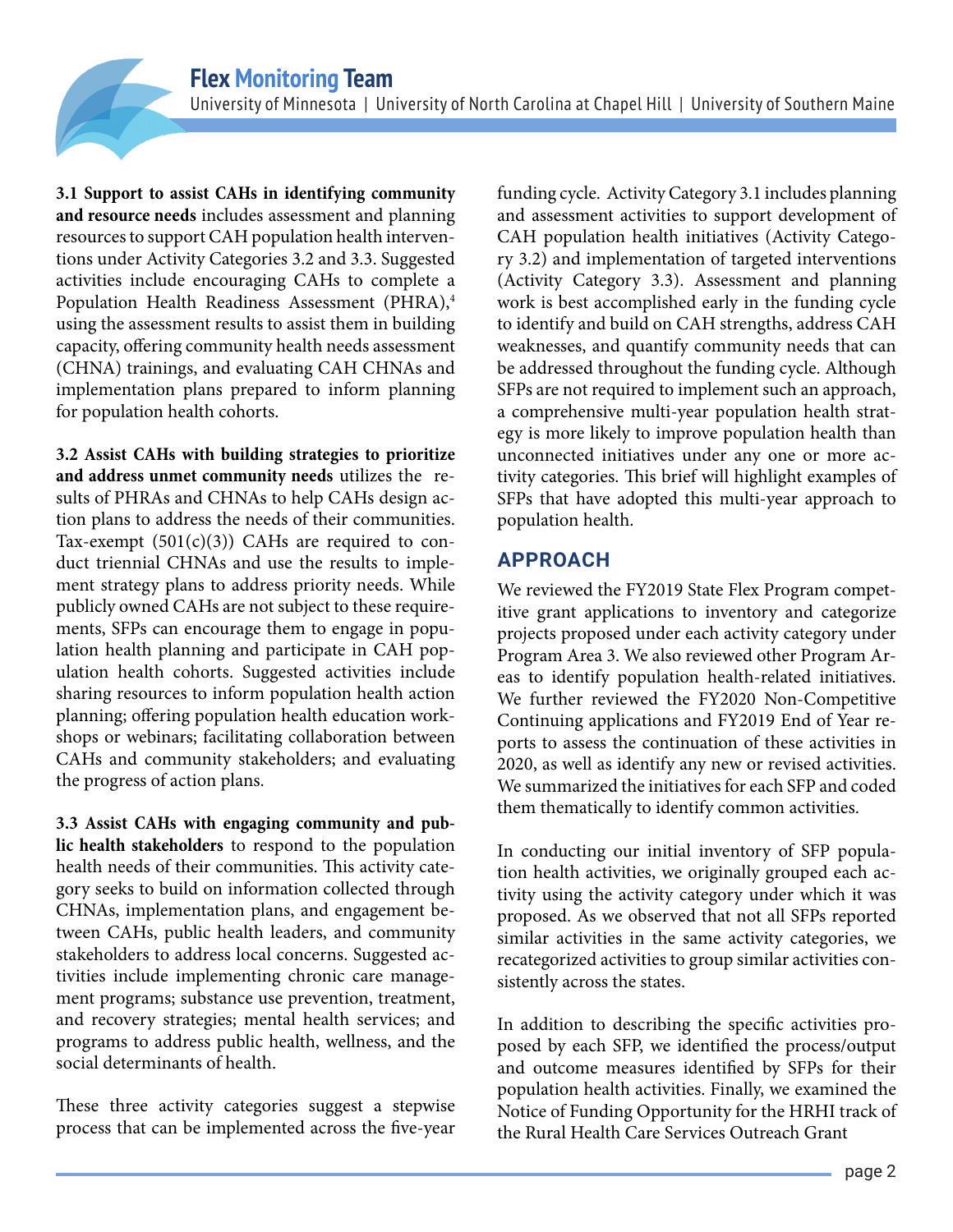**3.1 Support to assist CAHs in identifying community and resource needs** includes assessment and planning resources to support CAH population health interventions under Activity Categories 3.2 and 3.3. Suggested activities include encouraging CAHs to complete a Population Health Readiness Assessment (PHRA),[4] using the assessment results to assist them in building capacity, offering community health needs assessment (CHNA) trainings, and evaluating CAH CHNAs and implementation plans prepared to inform planning for population health cohorts.

**3.2 Assist CAHs with building strategies to prioritize and address unmet community needs** utilizes the results of PHRAs and CHNAs to help CAHs design action plans to address the needs of their communities. Tax-exempt (501(c)(3)) CAHs are required to conduct triennial CHNAs and use the results to implement strategy plans to address priority needs. While publicly owned CAHs are not subject to these requirements, SFPs can encourage them to engage in population health planning and participate in CAH population health cohorts. Suggested activities include sharing resources to inform population health action planning; offering population health education workshops or webinars; facilitating collaboration between CAHs and community stakeholders; and evaluating the progress of action plans.

**3.3 Assist CAHs with engaging community and public health stakeholders** to respond to the population health needs of their communities. This activity category seeks to build on information collected through CHNAs, implementation plans, and engagement between CAHs, public health leaders, and community stakeholders to address local concerns. Suggested activities include implementing chronic care management programs; substance use prevention, treatment, and recovery strategies; mental health services; and programs to address public health, wellness, and the social determinants of health.

These three activity categories suggest a stepwise process that can be implemented across the five-year funding cycle. Activity Category 3.1 includes planning and assessment activities to support development of CAH population health initiatives (Activity Category 3.2) and implementation of targeted interventions (Activity Category 3.3). Assessment and planning work is best accomplished early in the funding cycle to identify and build on CAH strengths, address CAH weaknesses, and quantify community needs that can be addressed throughout the funding cycle. Although SFPs are not required to implement such an approach, a comprehensive multi-year population health strategy is more likely to improve population health than unconnected initiatives under any one or more activity categories. This brief will highlight examples of SFPs that have adopted this multi-year approach to population health.

## APPROACH

We reviewed the FY2019 State Flex Program competitive grant applications to inventory and categorize projects proposed under each activity category under Program Area 3. We also reviewed other Program Areas to identify population health-related initiatives. We further reviewed the FY2020 Non-Competitive Continuing applications and FY2019 End of Year reports to assess the continuation of these activities in 2020, as well as identify any new or revised activities. We summarized the initiatives for each SFP and coded them thematically to identify common activities.

In conducting our initial inventory of SFP population health activities, we originally grouped each activity using the activity category under which it was proposed. As we observed that not all SFPs reported similar activities in the same activity categories, we recategorized activities to group similar activities consistently across the states.

In addition to describing the specific activities proposed by each SFP, we identified the process/output and outcome measures identified by SFPs for their population health activities. Finally, we examined the Notice of Funding Opportunity for the HRHI track of the Rural Health Care Services Outreach Grant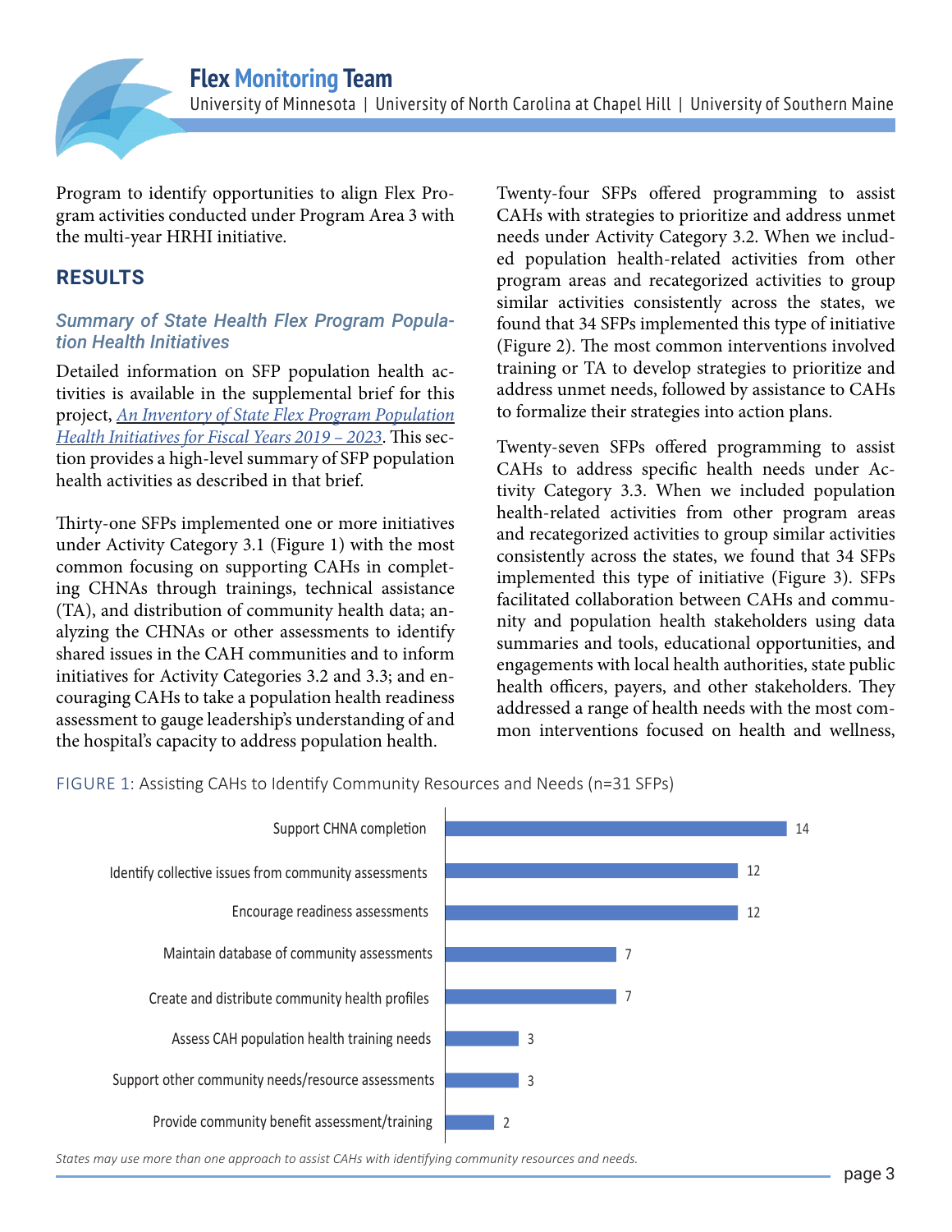Program to identify opportunities to align Flex Program activities conducted under Program Area 3 with the multi-year HRHI initiative.

## RESULTS

### *Summary of State Health Flex Program Population Health Initiatives*

Detailed information on SFP population health activities is available in the supplemental brief for this project, *An Inventory of State Flex Program Population Health Initiatives for Fiscal Years 2019 – 2023*. This section provides a high-level summary of SFP population health activities as described in that brief.

Thirty-one SFPs implemented one or more initiatives under Activity Category 3.1 (Figure 1) with the most common focusing on supporting CAHs in completing CHNAs through trainings, technical assistance (TA), and distribution of community health data; analyzing the CHNAs or other assessments to identify shared issues in the CAH communities and to inform initiatives for Activity Categories 3.2 and 3.3; and encouraging CAHs to take a population health readiness assessment to gauge leadership's understanding of and the hospital's capacity to address population health.

Twenty-four SFPs offered programming to assist CAHs with strategies to prioritize and address unmet needs under Activity Category 3.2. When we included population health-related activities from other program areas and recategorized activities to group similar activities consistently across the states, we found that 34 SFPs implemented this type of initiative (Figure 2). The most common interventions involved training or TA to develop strategies to prioritize and address unmet needs, followed by assistance to CAHs to formalize their strategies into action plans.

Twenty-seven SFPs offered programming to assist CAHs to address specific health needs under Activity Category 3.3. When we included population health-related activities from other program areas and recategorized activities to group similar activities consistently across the states, we found that 34 SFPs implemented this type of initiative (Figure 3). SFPs facilitated collaboration between CAHs and community and population health stakeholders using data summaries and tools, educational opportunities, and engagements with local health authorities, state public health officers, payers, and other stakeholders. They addressed a range of health needs with the most common interventions focused on health and wellness,

FIGURE 1: Assisting CAHs to Identify Community Resources and Needs (n=31 SFPs)

| Approach | Number of SFPs |
|---|---|
| Support CHNA completion | 14 |
| Identify collective issues from community assessments | 12 |
| Encourage readiness assessments | 12 |
| Maintain database of community assessments | 7 |
| Create and distribute community health profiles | 7 |
| Assess CAH population health training needs | 3 |
| Support other community needs/resource assessments | 3 |
| Provide community benefit assessment/training | 2 |

*States may use more than one approach to assist CAHs with identifying community resources and needs.*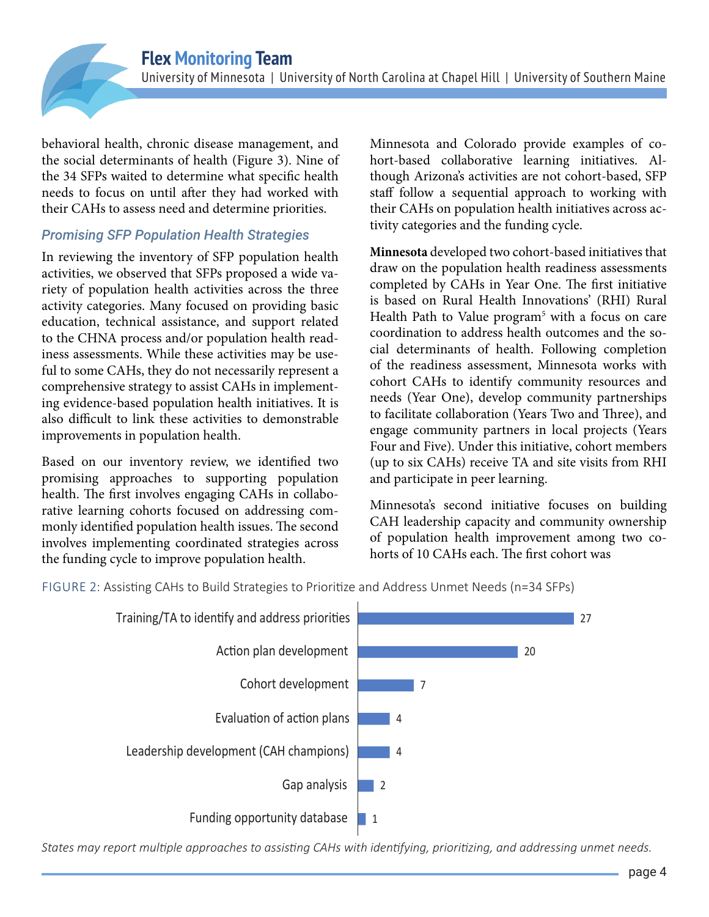behavioral health, chronic disease management, and the social determinants of health (Figure 3). Nine of the 34 SFPs waited to determine what specific health needs to focus on until after they had worked with their CAHs to assess need and determine priorities.

### *Promising SFP Population Health Strategies*

In reviewing the inventory of SFP population health activities, we observed that SFPs proposed a wide variety of population health activities across the three activity categories. Many focused on providing basic education, technical assistance, and support related to the CHNA process and/or population health readiness assessments. While these activities may be useful to some CAHs, they do not necessarily represent a comprehensive strategy to assist CAHs in implementing evidence-based population health initiatives. It is also difficult to link these activities to demonstrable improvements in population health.

Based on our inventory review, we identified two promising approaches to supporting population health. The first involves engaging CAHs in collaborative learning cohorts focused on addressing commonly identified population health issues. The second involves implementing coordinated strategies across the funding cycle to improve population health.

Minnesota and Colorado provide examples of cohort-based collaborative learning initiatives. Although Arizona's activities are not cohort-based, SFP staff follow a sequential approach to working with their CAHs on population health initiatives across activity categories and the funding cycle.

**Minnesota** developed two cohort-based initiatives that draw on the population health readiness assessments completed by CAHs in Year One. The first initiative is based on Rural Health Innovations' (RHI) Rural Health Path to Value program[5] with a focus on care coordination to address health outcomes and the social determinants of health. Following completion of the readiness assessment, Minnesota works with cohort CAHs to identify community resources and needs (Year One), develop community partnerships to facilitate collaboration (Years Two and Three), and engage community partners in local projects (Years Four and Five). Under this initiative, cohort members (up to six CAHs) receive TA and site visits from RHI and participate in peer learning.

Minnesota's second initiative focuses on building CAH leadership capacity and community ownership of population health improvement among two cohorts of 10 CAHs each. The first cohort was

FIGURE 2: Assisting CAHs to Build Strategies to Prioritize and Address Unmet Needs (n=34 SFPs)

| Approach | Number of SFPs |
|---|---|
| Training/TA to identify and address priorities | 27 |
| Action plan development | 20 |
| Cohort development | 7 |
| Evaluation of action plans | 4 |
| Leadership development (CAH champions) | 4 |
| Gap analysis | 2 |
| Funding opportunity database | 1 |

*States may report multiple approaches to assisting CAHs with identifying, prioritizing, and addressing unmet needs.*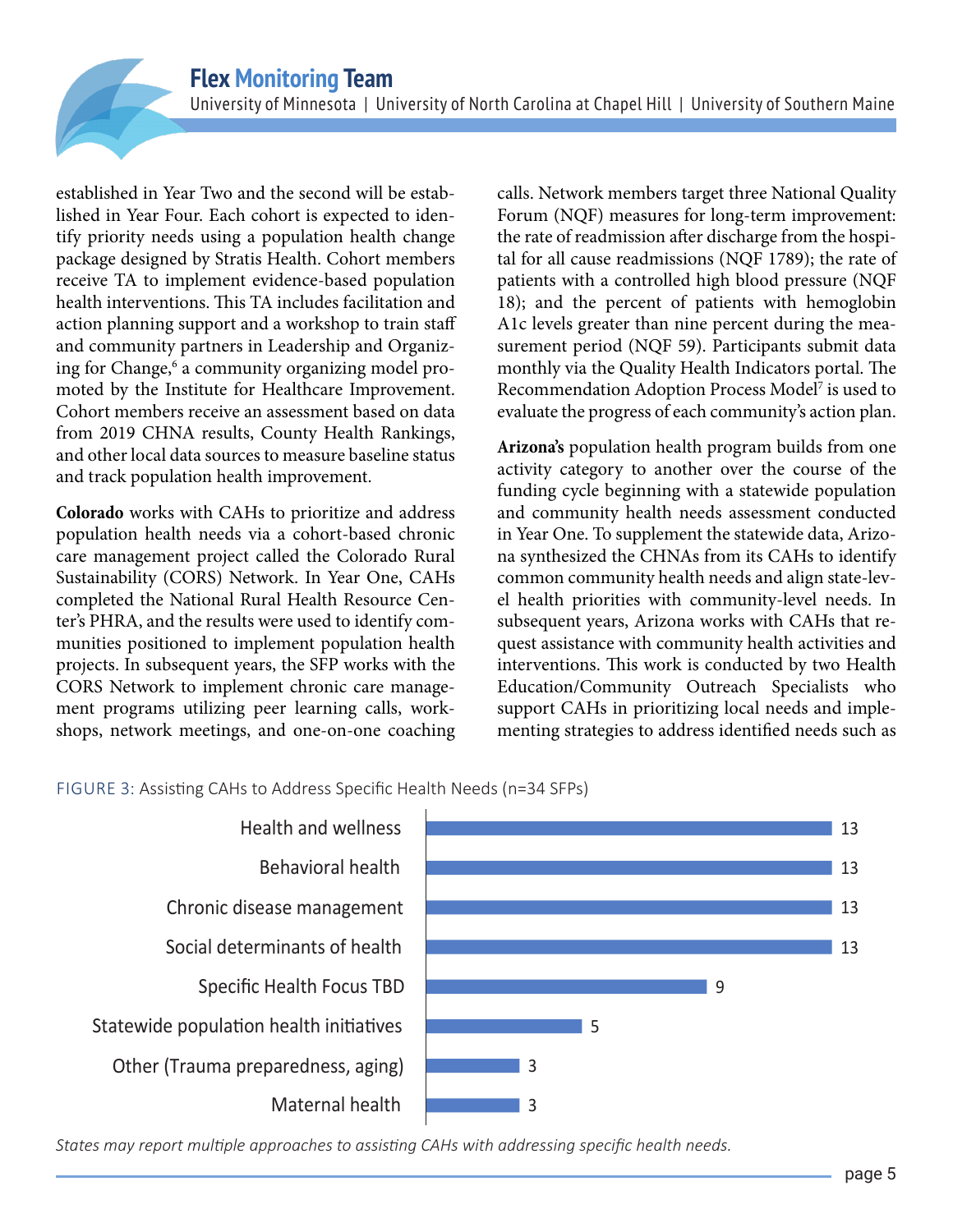established in Year Two and the second will be established in Year Four. Each cohort is expected to identify priority needs using a population health change package designed by Stratis Health. Cohort members receive TA to implement evidence-based population health interventions. This TA includes facilitation and action planning support and a workshop to train staff and community partners in Leadership and Organizing for Change,[6] a community organizing model promoted by the Institute for Healthcare Improvement. Cohort members receive an assessment based on data from 2019 CHNA results, County Health Rankings, and other local data sources to measure baseline status and track population health improvement.

**Colorado** works with CAHs to prioritize and address population health needs via a cohort-based chronic care management project called the Colorado Rural Sustainability (CORS) Network. In Year One, CAHs completed the National Rural Health Resource Center's PHRA, and the results were used to identify communities positioned to implement population health projects. In subsequent years, the SFP works with the CORS Network to implement chronic care management programs utilizing peer learning calls, workshops, network meetings, and one-on-one coaching calls. Network members target three National Quality Forum (NQF) measures for long-term improvement: the rate of readmission after discharge from the hospital for all cause readmissions (NQF 1789); the rate of patients with a controlled high blood pressure (NQF 18); and the percent of patients with hemoglobin A1c levels greater than nine percent during the measurement period (NQF 59). Participants submit data monthly via the Quality Health Indicators portal. The Recommendation Adoption Process Model[7] is used to evaluate the progress of each community's action plan.

**Arizona's** population health program builds from one activity category to another over the course of the funding cycle beginning with a statewide population and community health needs assessment conducted in Year One. To supplement the statewide data, Arizona synthesized the CHNAs from its CAHs to identify common community health needs and align state-level health priorities with community-level needs. In subsequent years, Arizona works with CAHs that request assistance with community health activities and interventions. This work is conducted by two Health Education/Community Outreach Specialists who support CAHs in prioritizing local needs and implementing strategies to address identified needs such as

FIGURE 3: Assisting CAHs to Address Specific Health Needs (n=34 SFPs)

| Health Need | Number of SFPs |
|---|---|
| Health and wellness | 13 |
| Behavioral health | 13 |
| Chronic disease management | 13 |
| Social determinants of health | 13 |
| Specific Health Focus TBD | 9 |
| Statewide population health initiatives | 5 |
| Other (Trauma preparedness, aging) | 3 |
| Maternal health | 3 |

*States may report multiple approaches to assisting CAHs with addressing specific health needs.*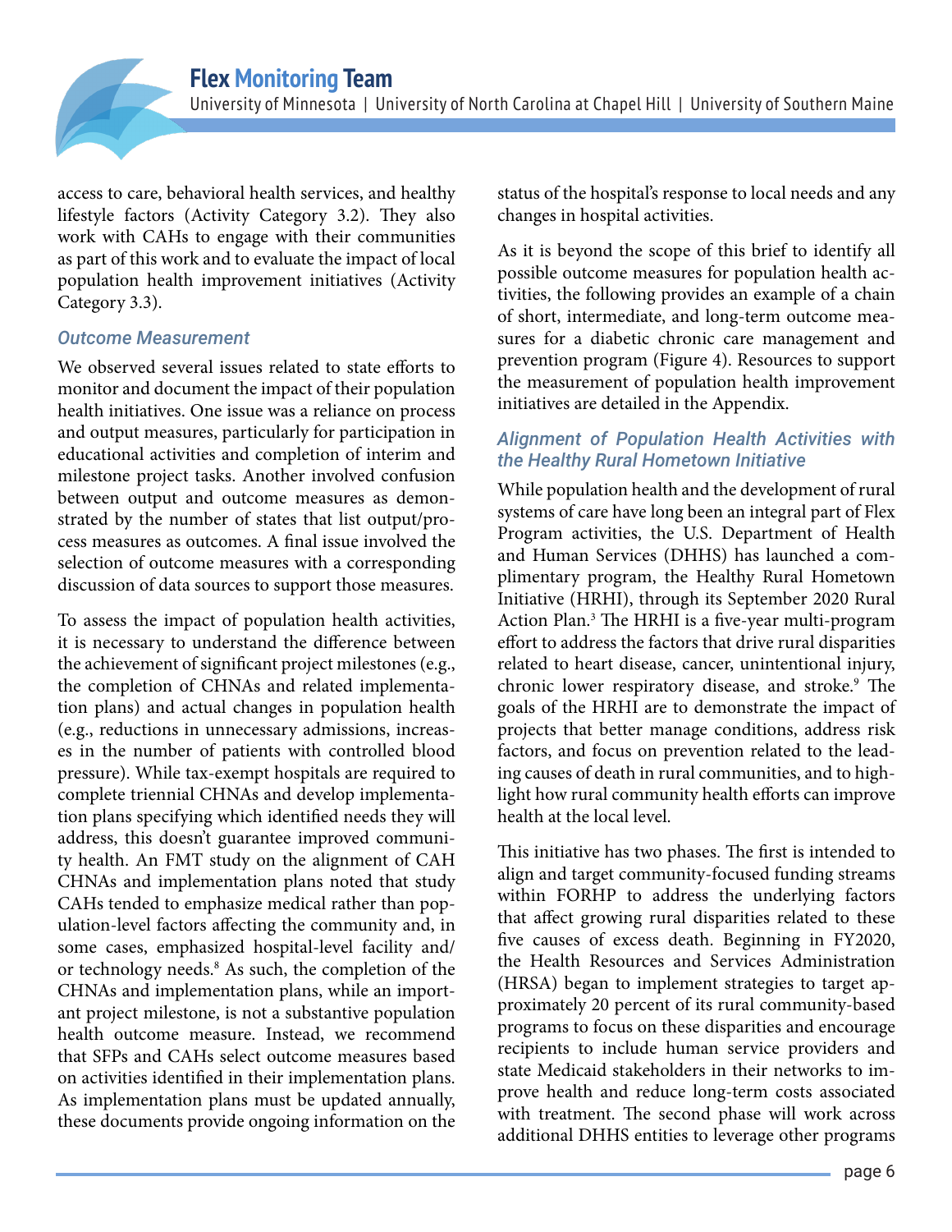access to care, behavioral health services, and healthy lifestyle factors (Activity Category 3.2). They also work with CAHs to engage with their communities as part of this work and to evaluate the impact of local population health improvement initiatives (Activity Category 3.3).

### *Outcome Measurement*

We observed several issues related to state efforts to monitor and document the impact of their population health initiatives. One issue was a reliance on process and output measures, particularly for participation in educational activities and completion of interim and milestone project tasks. Another involved confusion between output and outcome measures as demonstrated by the number of states that list output/process measures as outcomes. A final issue involved the selection of outcome measures with a corresponding discussion of data sources to support those measures.

To assess the impact of population health activities, it is necessary to understand the difference between the achievement of significant project milestones (e.g., the completion of CHNAs and related implementation plans) and actual changes in population health (e.g., reductions in unnecessary admissions, increases in the number of patients with controlled blood pressure). While tax-exempt hospitals are required to complete triennial CHNAs and develop implementation plans specifying which identified needs they will address, this doesn't guarantee improved community health. An FMT study on the alignment of CAH CHNAs and implementation plans noted that study CAHs tended to emphasize medical rather than population-level factors affecting the community and, in some cases, emphasized hospital-level facility and/or technology needs.[8] As such, the completion of the CHNAs and implementation plans, while an important project milestone, is not a substantive population health outcome measure. Instead, we recommend that SFPs and CAHs select outcome measures based on activities identified in their implementation plans. As implementation plans must be updated annually, these documents provide ongoing information on the status of the hospital's response to local needs and any changes in hospital activities.

As it is beyond the scope of this brief to identify all possible outcome measures for population health activities, the following provides an example of a chain of short, intermediate, and long-term outcome measures for a diabetic chronic care management and prevention program (Figure 4). Resources to support the measurement of population health improvement initiatives are detailed in the Appendix.

### *Alignment of Population Health Activities with the Healthy Rural Hometown Initiative*

While population health and the development of rural systems of care have long been an integral part of Flex Program activities, the U.S. Department of Health and Human Services (DHHS) has launched a complimentary program, the Healthy Rural Hometown Initiative (HRHI), through its September 2020 Rural Action Plan.[3] The HRHI is a five-year multi-program effort to address the factors that drive rural disparities related to heart disease, cancer, unintentional injury, chronic lower respiratory disease, and stroke.[9] The goals of the HRHI are to demonstrate the impact of projects that better manage conditions, address risk factors, and focus on prevention related to the leading causes of death in rural communities, and to highlight how rural community health efforts can improve health at the local level.

This initiative has two phases. The first is intended to align and target community-focused funding streams within FORHP to address the underlying factors that affect growing rural disparities related to these five causes of excess death. Beginning in FY2020, the Health Resources and Services Administration (HRSA) began to implement strategies to target approximately 20 percent of its rural community-based programs to focus on these disparities and encourage recipients to include human service providers and state Medicaid stakeholders in their networks to improve health and reduce long-term costs associated with treatment. The second phase will work across additional DHHS entities to leverage other programs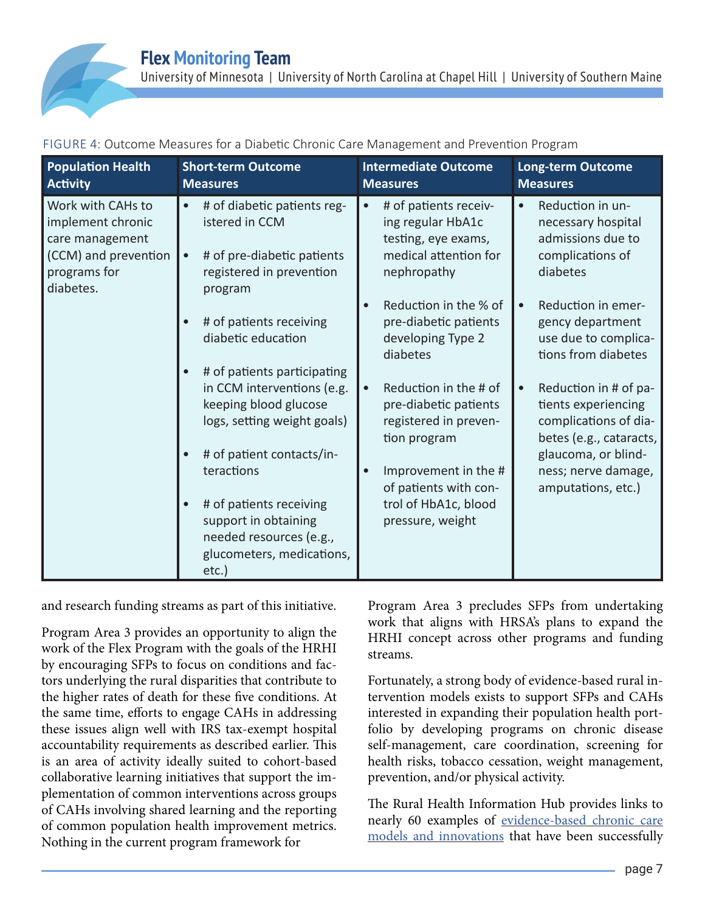FIGURE 4: Outcome Measures for a Diabetic Chronic Care Management and Prevention Program

| Population Health Activity | Short-term Outcome Measures | Intermediate Outcome Measures | Long-term Outcome Measures |
|---|---|---|---|
| Work with CAHs to implement chronic care management (CCM) and prevention programs for diabetes. | • # of diabetic patients registered in CCM<br>• # of pre-diabetic patients registered in prevention program<br>• # of patients receiving diabetic education<br>• # of patients participating in CCM interventions (e.g. keeping blood glucose logs, setting weight goals)<br>• # of patient contacts/interactions<br>• # of patients receiving support in obtaining needed resources (e.g., glucometers, medications, etc.) | • # of patients receiving regular HbA1c testing, eye exams, medical attention for nephropathy<br>• Reduction in the % of pre-diabetic patients developing Type 2 diabetes<br>• Reduction in the # of pre-diabetic patients registered in prevention program<br>• Improvement in the # of patients with control of HbA1c, blood pressure, weight | • Reduction in unnecessary hospital admissions due to complications of diabetes<br>• Reduction in emergency department use due to complications from diabetes<br>• Reduction in # of patients experiencing complications of diabetes (e.g., cataracts, glaucoma, or blindness; nerve damage, amputations, etc.) |

and research funding streams as part of this initiative.

Program Area 3 provides an opportunity to align the work of the Flex Program with the goals of the HRHI by encouraging SFPs to focus on conditions and factors underlying the rural disparities that contribute to the higher rates of death for these five conditions. At the same time, efforts to engage CAHs in addressing these issues align well with IRS tax-exempt hospital accountability requirements as described earlier. This is an area of activity ideally suited to cohort-based collaborative learning initiatives that support the implementation of common interventions across groups of CAHs involving shared learning and the reporting of common population health improvement metrics. Nothing in the current program framework for Program Area 3 precludes SFPs from undertaking work that aligns with HRSA's plans to expand the HRHI concept across other programs and funding streams.

Fortunately, a strong body of evidence-based rural intervention models exists to support SFPs and CAHs interested in expanding their population health portfolio by developing programs on chronic disease self-management, care coordination, screening for health risks, tobacco cessation, weight management, prevention, and/or physical activity.

The Rural Health Information Hub provides links to nearly 60 examples of evidence-based chronic care models and innovations that have been successfully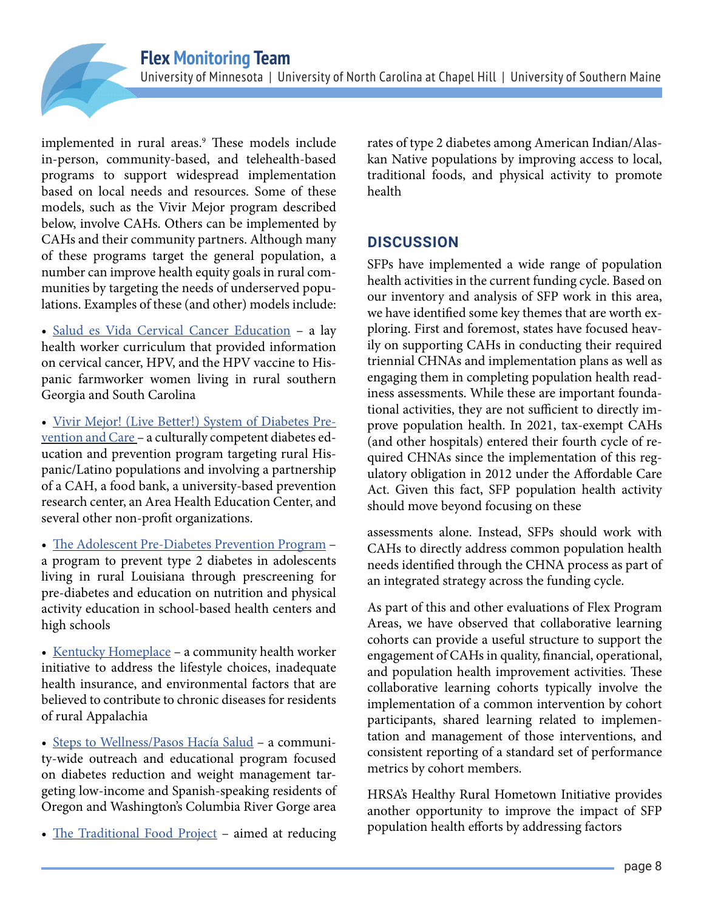implemented in rural areas.[9] These models include in-person, community-based, and telehealth-based programs to support widespread implementation based on local needs and resources. Some of these models, such as the Vivir Mejor program described below, involve CAHs. Others can be implemented by CAHs and their community partners. Although many of these programs target the general population, a number can improve health equity goals in rural communities by targeting the needs of underserved populations. Examples of these (and other) models include:

- Salud es Vida Cervical Cancer Education – a lay health worker curriculum that provided information on cervical cancer, HPV, and the HPV vaccine to Hispanic farmworker women living in rural southern Georgia and South Carolina
- Vivir Mejor! (Live Better!) System of Diabetes Prevention and Care – a culturally competent diabetes education and prevention program targeting rural Hispanic/Latino populations and involving a partnership of a CAH, a food bank, a university-based prevention research center, an Area Health Education Center, and several other non-profit organizations.
- The Adolescent Pre-Diabetes Prevention Program – a program to prevent type 2 diabetes in adolescents living in rural Louisiana through prescreening for pre-diabetes and education on nutrition and physical activity education in school-based health centers and high schools
- Kentucky Homeplace – a community health worker initiative to address the lifestyle choices, inadequate health insurance, and environmental factors that are believed to contribute to chronic diseases for residents of rural Appalachia
- Steps to Wellness/Pasos Hacía Salud – a community-wide outreach and educational program focused on diabetes reduction and weight management targeting low-income and Spanish-speaking residents of Oregon and Washington's Columbia River Gorge area
- The Traditional Food Project – aimed at reducing rates of type 2 diabetes among American Indian/Alaskan Native populations by improving access to local, traditional foods, and physical activity to promote health

## DISCUSSION

SFPs have implemented a wide range of population health activities in the current funding cycle. Based on our inventory and analysis of SFP work in this area, we have identified some key themes that are worth exploring. First and foremost, states have focused heavily on supporting CAHs in conducting their required triennial CHNAs and implementation plans as well as engaging them in completing population health readiness assessments. While these are important foundational activities, they are not sufficient to directly improve population health. In 2021, tax-exempt CAHs (and other hospitals) entered their fourth cycle of required CHNAs since the implementation of this regulatory obligation in 2012 under the Affordable Care Act. Given this fact, SFP population health activity should move beyond focusing on these assessments alone. Instead, SFPs should work with CAHs to directly address common population health needs identified through the CHNA process as part of an integrated strategy across the funding cycle.

As part of this and other evaluations of Flex Program Areas, we have observed that collaborative learning cohorts can provide a useful structure to support the engagement of CAHs in quality, financial, operational, and population health improvement activities. These collaborative learning cohorts typically involve the implementation of a common intervention by cohort participants, shared learning related to implementation and management of those interventions, and consistent reporting of a standard set of performance metrics by cohort members.

HRSA's Healthy Rural Hometown Initiative provides another opportunity to improve the impact of SFP population health efforts by addressing factors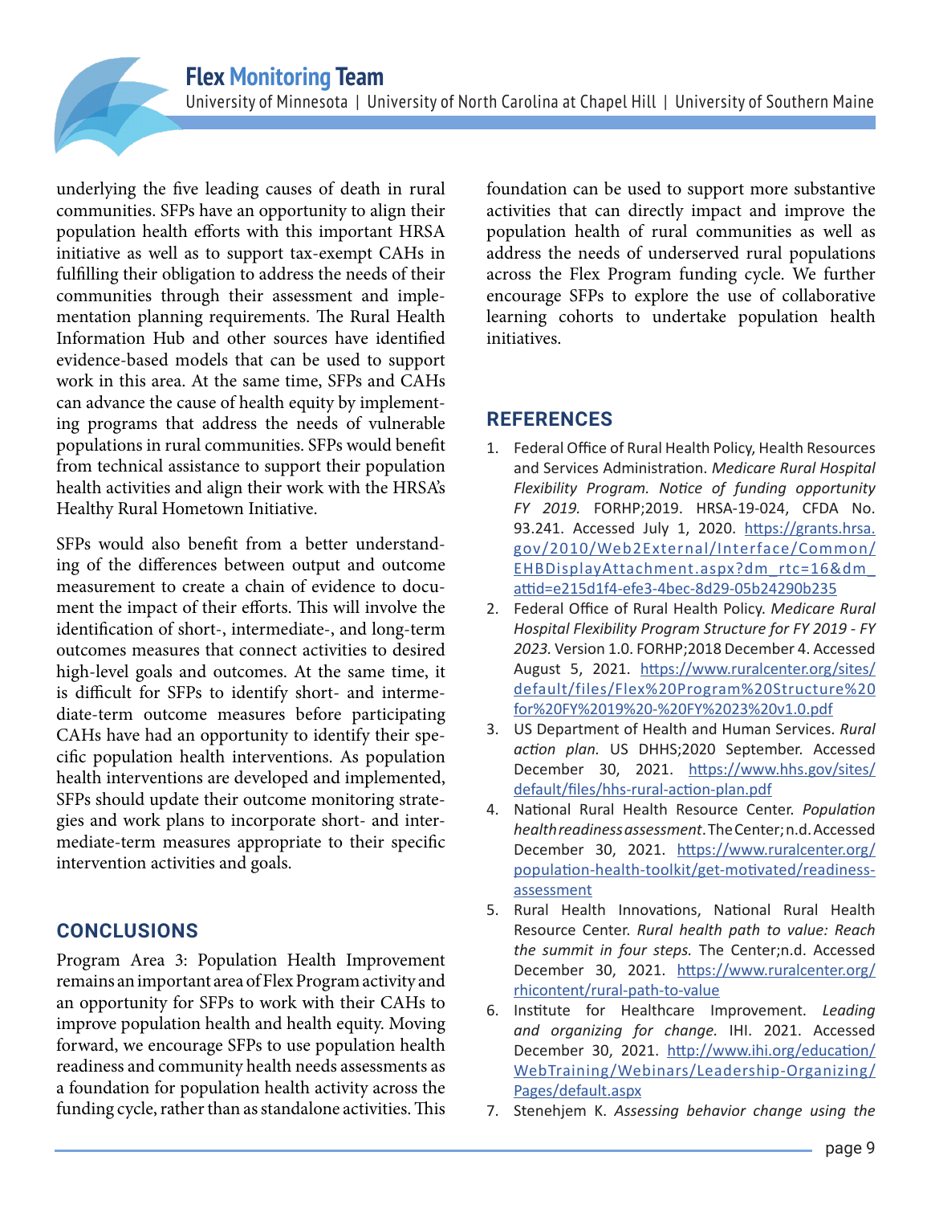underlying the five leading causes of death in rural communities. SFPs have an opportunity to align their population health efforts with this important HRSA initiative as well as to support tax-exempt CAHs in fulfilling their obligation to address the needs of their communities through their assessment and implementation planning requirements. The Rural Health Information Hub and other sources have identified evidence-based models that can be used to support work in this area. At the same time, SFPs and CAHs can advance the cause of health equity by implementing programs that address the needs of vulnerable populations in rural communities. SFPs would benefit from technical assistance to support their population health activities and align their work with the HRSA's Healthy Rural Hometown Initiative.

SFPs would also benefit from a better understanding of the differences between output and outcome measurement to create a chain of evidence to document the impact of their efforts. This will involve the identification of short-, intermediate-, and long-term outcomes measures that connect activities to desired high-level goals and outcomes. At the same time, it is difficult for SFPs to identify short- and intermediate-term outcome measures before participating CAHs have had an opportunity to identify their specific population health interventions. As population health interventions are developed and implemented, SFPs should update their outcome monitoring strategies and work plans to incorporate short- and intermediate-term measures appropriate to their specific intervention activities and goals.

## CONCLUSIONS

Program Area 3: Population Health Improvement remains an important area of Flex Program activity and an opportunity for SFPs to work with their CAHs to improve population health and health equity. Moving forward, we encourage SFPs to use population health readiness and community health needs assessments as a foundation for population health activity across the funding cycle, rather than as standalone activities. This foundation can be used to support more substantive activities that can directly impact and improve the population health of rural communities as well as address the needs of underserved rural populations across the Flex Program funding cycle. We further encourage SFPs to explore the use of collaborative learning cohorts to undertake population health initiatives.

## REFERENCES

1. Federal Office of Rural Health Policy, Health Resources and Services Administration. *Medicare Rural Hospital Flexibility Program. Notice of funding opportunity FY 2019*. FORHP;2019. HRSA-19-024, CFDA No. 93.241. Accessed July 1, 2020. https://grants.hrsa.gov/2010/Web2External/Interface/Common/EHBDisplayAttachment.aspx?dm_rtc=16&dm_attid=e215d1f4-efe3-4bec-8d29-05b24290b235
2. Federal Office of Rural Health Policy. *Medicare Rural Hospital Flexibility Program Structure for FY 2019 - FY 2023.* Version 1.0. FORHP;2018 December 4. Accessed August 5, 2021. https://www.ruralcenter.org/sites/default/files/Flex%20Program%20Structure%20for%20FY%2019%20-%20FY%2023%20v1.0.pdf
3. US Department of Health and Human Services. *Rural action plan.* US DHHS;2020 September. Accessed December 30, 2021. https://www.hhs.gov/sites/default/files/hhs-rural-action-plan.pdf
4. National Rural Health Resource Center. *Population health readiness assessment*. The Center; n.d. Accessed December 30, 2021. https://www.ruralcenter.org/population-health-toolkit/get-motivated/readiness-assessment
5. Rural Health Innovations, National Rural Health Resource Center. *Rural health path to value: Reach the summit in four steps.* The Center;n.d. Accessed December 30, 2021. https://www.ruralcenter.org/rhicontent/rural-path-to-value
6. Institute for Healthcare Improvement. *Leading and organizing for change.* IHI. 2021. Accessed December 30, 2021. http://www.ihi.org/education/WebTraining/Webinars/Leadership-Organizing/Pages/default.aspx
7. Stenehjem K. *Assessing behavior change using the*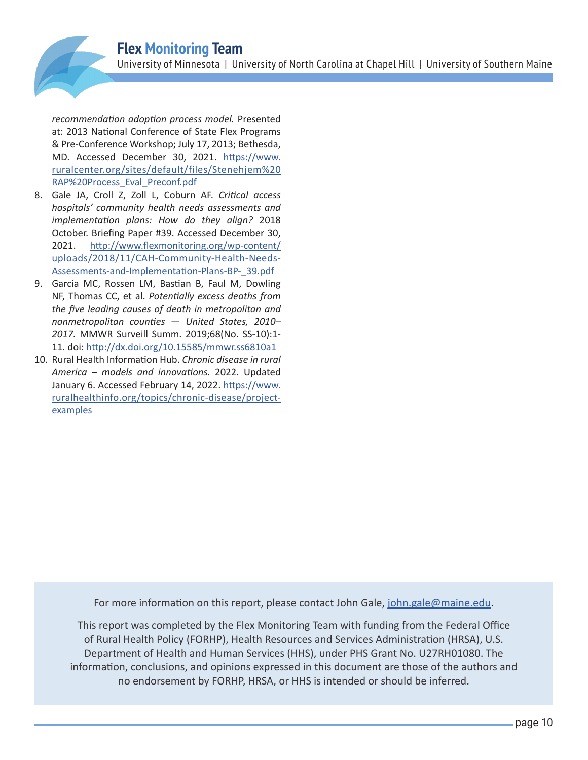*recommendation adoption process model.* Presented at: 2013 National Conference of State Flex Programs & Pre-Conference Workshop; July 17, 2013; Bethesda, MD. Accessed December 30, 2021. https://www.ruralcenter.org/sites/default/files/Stenehjem%20RAP%20Process_Eval_Preconf.pdf

8. Gale JA, Croll Z, Zoll L, Coburn AF. *Critical access hospitals' community health needs assessments and implementation plans: How do they align?* 2018 October. Briefing Paper #39. Accessed December 30, 2021. http://www.flexmonitoring.org/wp-content/uploads/2018/11/CAH-Community-Health-Needs-Assessments-and-Implementation-Plans-BP-_39.pdf
9. Garcia MC, Rossen LM, Bastian B, Faul M, Dowling NF, Thomas CC, et al. *Potentially excess deaths from the five leading causes of death in metropolitan and nonmetropolitan counties — United States, 2010–2017.* MMWR Surveill Summ. 2019;68(No. SS-10):1-11. doi: http://dx.doi.org/10.15585/mmwr.ss6810a1
10. Rural Health Information Hub. *Chronic disease in rural America – models and innovations.* 2022. Updated January 6. Accessed February 14, 2022. https://www.ruralhealthinfo.org/topics/chronic-disease/project-examples

For more information on this report, please contact John Gale, john.gale@maine.edu.

This report was completed by the Flex Monitoring Team with funding from the Federal Office of Rural Health Policy (FORHP), Health Resources and Services Administration (HRSA), U.S. Department of Health and Human Services (HHS), under PHS Grant No. U27RH01080. The information, conclusions, and opinions expressed in this document are those of the authors and no endorsement by FORHP, HRSA, or HHS is intended or should be inferred.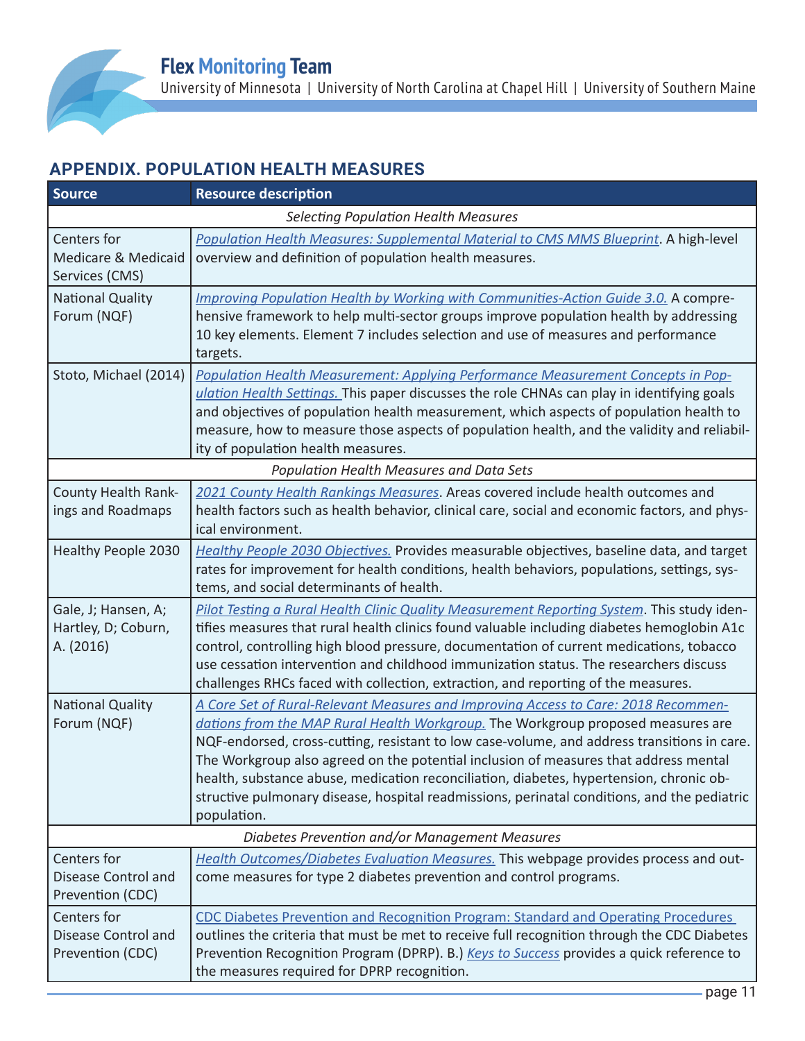## APPENDIX. POPULATION HEALTH MEASURES

| Source | Resource description |
|---|---|
| *Selecting Population Health Measures* | |
| Centers for Medicare & Medicaid Services (CMS) | *Population Health Measures: Supplemental Material to CMS MMS Blueprint*. A high-level overview and definition of population health measures. |
| National Quality Forum (NQF) | *Improving Population Health by Working with Communities-Action Guide 3.0.* A comprehensive framework to help multi-sector groups improve population health by addressing 10 key elements. Element 7 includes selection and use of measures and performance targets. |
| Stoto, Michael (2014) | *Population Health Measurement: Applying Performance Measurement Concepts in Population Health Settings.* This paper discusses the role CHNAs can play in identifying goals and objectives of population health measurement, which aspects of population health to measure, how to measure those aspects of population health, and the validity and reliability of population health measures. |
| *Population Health Measures and Data Sets* | |
| County Health Rankings and Roadmaps | *2021 County Health Rankings Measures*. Areas covered include health outcomes and health factors such as health behavior, clinical care, social and economic factors, and physical environment. |
| Healthy People 2030 | *Healthy People 2030 Objectives.* Provides measurable objectives, baseline data, and target rates for improvement for health conditions, health behaviors, populations, settings, systems, and social determinants of health. |
| Gale, J; Hansen, A; Hartley, D; Coburn, A. (2016) | *Pilot Testing a Rural Health Clinic Quality Measurement Reporting System*. This study identifies measures that rural health clinics found valuable including diabetes hemoglobin A1c control, controlling high blood pressure, documentation of current medications, tobacco use cessation intervention and childhood immunization status. The researchers discuss challenges RHCs faced with collection, extraction, and reporting of the measures. |
| National Quality Forum (NQF) | *A Core Set of Rural-Relevant Measures and Improving Access to Care: 2018 Recommendations from the MAP Rural Health Workgroup.* The Workgroup proposed measures are NQF-endorsed, cross-cutting, resistant to low case-volume, and address transitions in care. The Workgroup also agreed on the potential inclusion of measures that address mental health, substance abuse, medication reconciliation, diabetes, hypertension, chronic obstructive pulmonary disease, hospital readmissions, perinatal conditions, and the pediatric population. |
| *Diabetes Prevention and/or Management Measures* | |
| Centers for Disease Control and Prevention (CDC) | *Health Outcomes/Diabetes Evaluation Measures.* This webpage provides process and outcome measures for type 2 diabetes prevention and control programs. |
| Centers for Disease Control and Prevention (CDC) | CDC Diabetes Prevention and Recognition Program: Standard and Operating Procedures outlines the criteria that must be met to receive full recognition through the CDC Diabetes Prevention Recognition Program (DPRP). B.) *Keys to Success* provides a quick reference to the measures required for DPRP recognition. |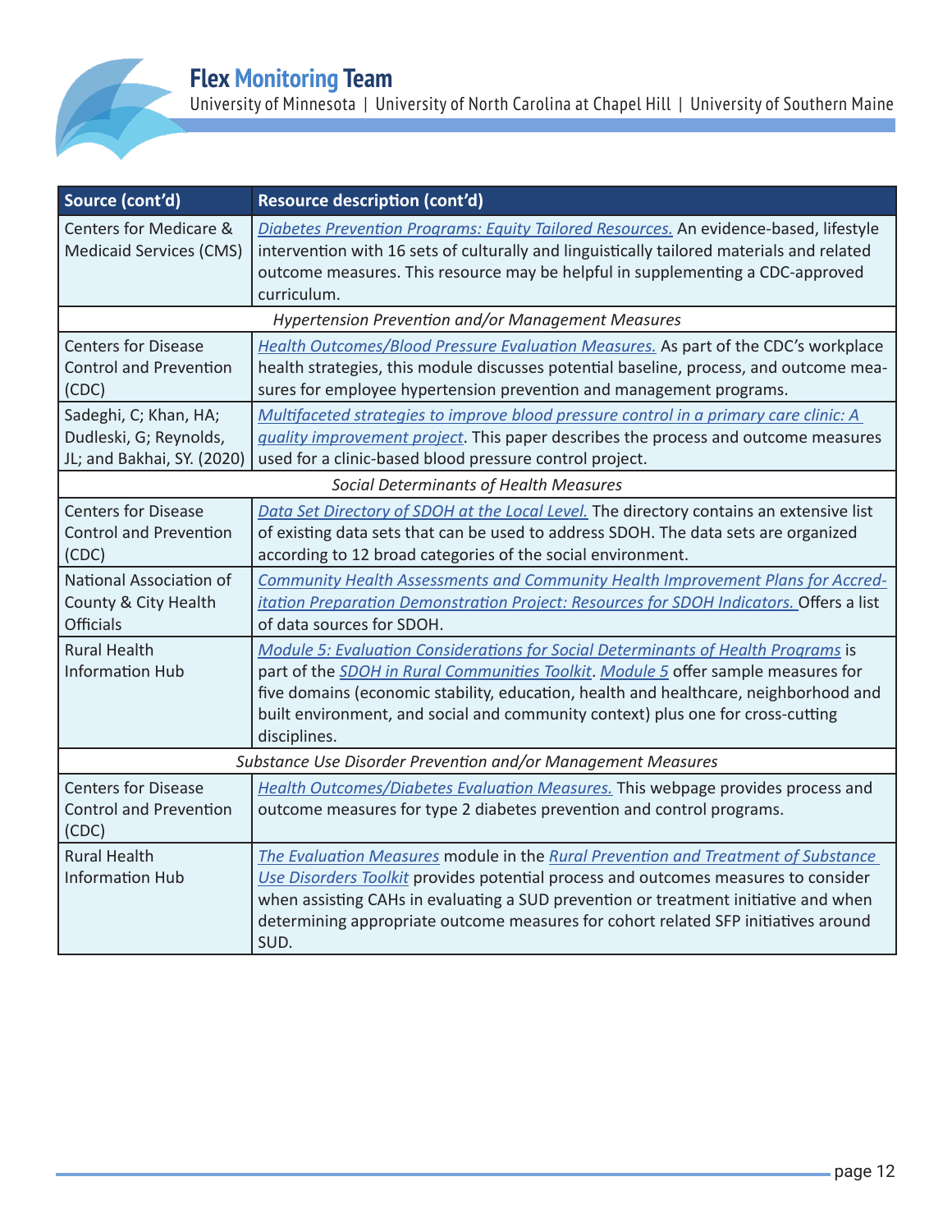| Source (cont'd) | Resource description (cont'd) |
|---|---|
| Centers for Medicare & Medicaid Services (CMS) | *Diabetes Prevention Programs: Equity Tailored Resources.* An evidence-based, lifestyle intervention with 16 sets of culturally and linguistically tailored materials and related outcome measures. This resource may be helpful in supplementing a CDC-approved curriculum. |
| | *Hypertension Prevention and/or Management Measures* |
| Centers for Disease Control and Prevention (CDC) | *Health Outcomes/Blood Pressure Evaluation Measures.* As part of the CDC's workplace health strategies, this module discusses potential baseline, process, and outcome measures for employee hypertension prevention and management programs. |
| Sadeghi, C; Khan, HA; Dudleski, G; Reynolds, JL; and Bakhai, SY. (2020) | *Multifaceted strategies to improve blood pressure control in a primary care clinic: A quality improvement project*. This paper describes the process and outcome measures used for a clinic-based blood pressure control project. |
| | *Social Determinants of Health Measures* |
| Centers for Disease Control and Prevention (CDC) | *Data Set Directory of SDOH at the Local Level.* The directory contains an extensive list of existing data sets that can be used to address SDOH. The data sets are organized according to 12 broad categories of the social environment. |
| National Association of County & City Health Officials | *Community Health Assessments and Community Health Improvement Plans for Accreditation Preparation Demonstration Project: Resources for SDOH Indicators.* Offers a list of data sources for SDOH. |
| Rural Health Information Hub | *Module 5: Evaluation Considerations for Social Determinants of Health Programs* is part of the *SDOH in Rural Communities Toolkit*. *Module 5* offer sample measures for five domains (economic stability, education, health and healthcare, neighborhood and built environment, and social and community context) plus one for cross-cutting disciplines. |
| | *Substance Use Disorder Prevention and/or Management Measures* |
| Centers for Disease Control and Prevention (CDC) | *Health Outcomes/Diabetes Evaluation Measures.* This webpage provides process and outcome measures for type 2 diabetes prevention and control programs. |
| Rural Health Information Hub | *The Evaluation Measures* module in the *Rural Prevention and Treatment of Substance Use Disorders Toolkit* provides potential process and outcomes measures to consider when assisting CAHs in evaluating a SUD prevention or treatment initiative and when determining appropriate outcome measures for cohort related SFP initiatives around SUD. |